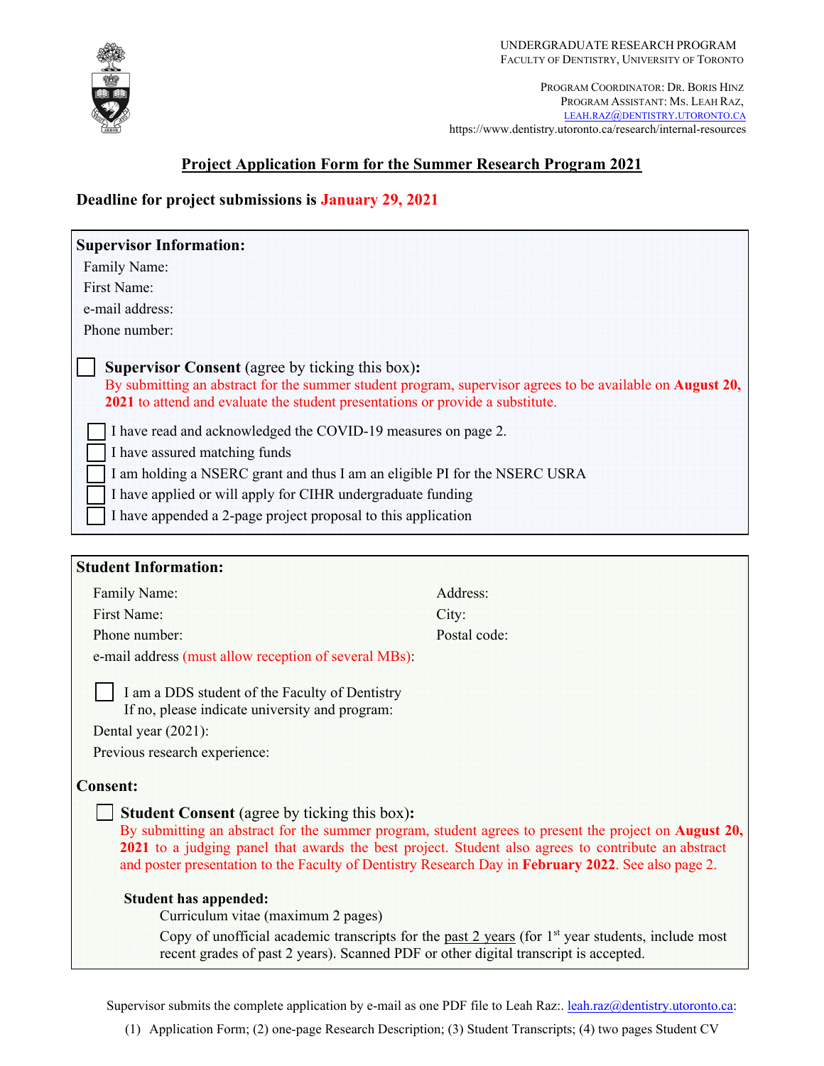UNDERGRADUATE RESEARCH PROGRAM
FACULTY OF DENTISTRY, UNIVERSITY OF TORONTO

PROGRAM COORDINATOR: DR. BORIS HINZ
PROGRAM ASSISTANT: MS. LEAH RAZ,
LEAH.RAZ@DENTISTRY.UTORONTO.CA
https://www.dentistry.utoronto.ca/research/internal-resources

# Project Application Form for the Summer Research Program 2021

**Deadline for project submissions is January 29, 2021**

## Supervisor Information:

Family Name:
First Name:
e-mail address:
Phone number:

☐ **Supervisor Consent** (agree by ticking this box)**:**
By submitting an abstract for the summer student program, supervisor agrees to be available on **August 20, 2021** to attend and evaluate the student presentations or provide a substitute.

☐ I have read and acknowledged the COVID-19 measures on page 2.
☐ I have assured matching funds
☐ I am holding a NSERC grant and thus I am an eligible PI for the NSERC USRA
☐ I have applied or will apply for CIHR undergraduate funding
☐ I have appended a 2-page project proposal to this application

## Student Information:

Family Name:
First Name:
Phone number:
e-mail address (must allow reception of several MBs):

Address:
City:
Postal code:

☐ I am a DDS student of the Faculty of Dentistry
If no, please indicate university and program:

Dental year (2021):
Previous research experience:

## Consent:

☐ **Student Consent** (agree by ticking this box)**:**
By submitting an abstract for the summer program, student agrees to present the project on **August 20, 2021** to a judging panel that awards the best project. Student also agrees to contribute an abstract and poster presentation to the Faculty of Dentistry Research Day in **February 2022**. See also page 2.

**Student has appended:**
Curriculum vitae (maximum 2 pages)
Copy of unofficial academic transcripts for the past 2 years (for 1st year students, include most recent grades of past 2 years). Scanned PDF or other digital transcript is accepted.

Supervisor submits the complete application by e-mail as one PDF file to Leah Raz:. leah.raz@dentistry.utoronto.ca:

(1) Application Form; (2) one-page Research Description; (3) Student Transcripts; (4) two pages Student CV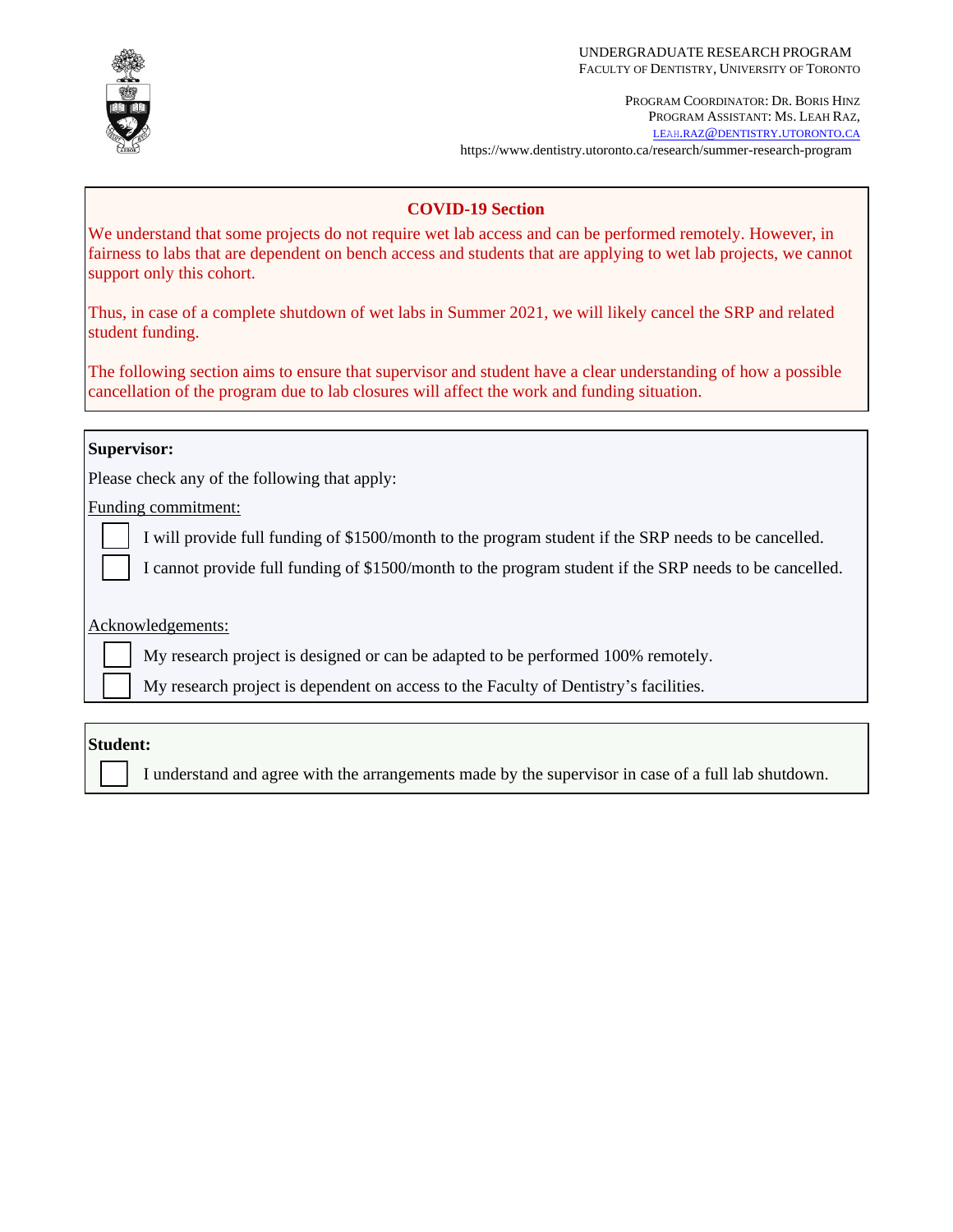UNDERGRADUATE RESEARCH PROGRAM
FACULTY OF DENTISTRY, UNIVERSITY OF TORONTO

PROGRAM COORDINATOR: DR. BORIS HINZ
PROGRAM ASSISTANT: MS. LEAH RAZ,
LEAH.RAZ@DENTISTRY.UTORONTO.CA
https://www.dentistry.utoronto.ca/research/summer-research-program

## COVID-19 Section

We understand that some projects do not require wet lab access and can be performed remotely. However, in fairness to labs that are dependent on bench access and students that are applying to wet lab projects, we cannot support only this cohort.

Thus, in case of a complete shutdown of wet labs in Summer 2021, we will likely cancel the SRP and related student funding.

The following section aims to ensure that supervisor and student have a clear understanding of how a possible cancellation of the program due to lab closures will affect the work and funding situation.

**Supervisor:**

Please check any of the following that apply:

Funding commitment:

- ☐ I will provide full funding of $1500/month to the program student if the SRP needs to be cancelled.
- ☐ I cannot provide full funding of $1500/month to the program student if the SRP needs to be cancelled.

Acknowledgements:

- ☐ My research project is designed or can be adapted to be performed 100% remotely.
- ☐ My research project is dependent on access to the Faculty of Dentistry's facilities.

**Student:**

- ☐ I understand and agree with the arrangements made by the supervisor in case of a full lab shutdown.